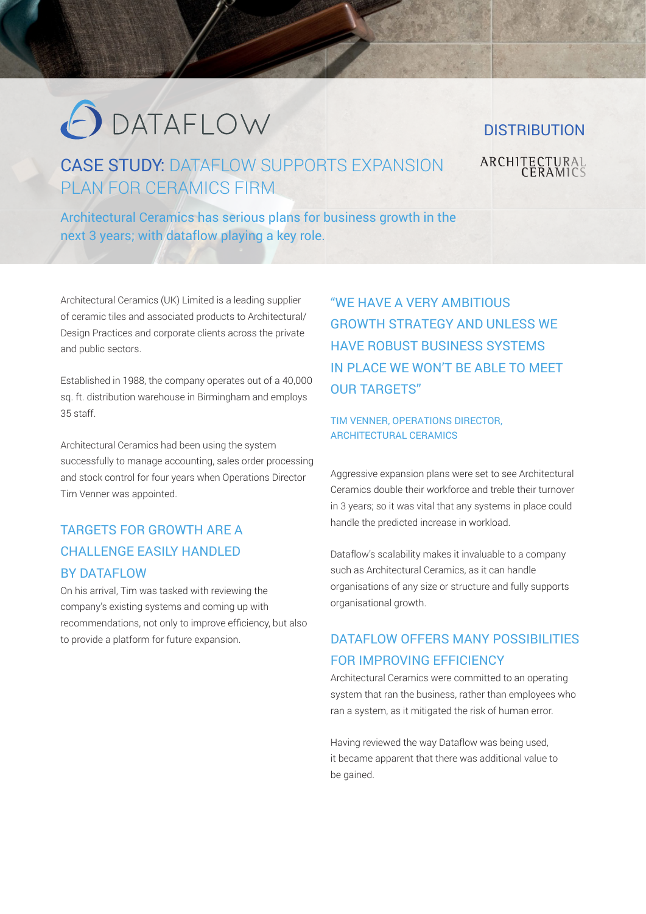DATAFLOW

DISTRIBUTION

ARCHITECTURAL CERAMICS

# CASE STUDY: DATAFLOW SUPPORTS EXPANSION PLAN FOR CERAMICS FIRM

Architectural Ceramics has serious plans for business growth in the next 3 years; with dataflow playing a key role.

Architectural Ceramics (UK) Limited is a leading supplier of ceramic tiles and associated products to Architectural/Design Practices and corporate clients across the private and public sectors.

Established in 1988, the company operates out of a 40,000 sq. ft. distribution warehouse in Birmingham and employs 35 staff.

Architectural Ceramics had been using the system successfully to manage accounting, sales order processing and stock control for four years when Operations Director Tim Venner was appointed.

## TARGETS FOR GROWTH ARE A CHALLENGE EASILY HANDLED BY DATAFLOW

On his arrival, Tim was tasked with reviewing the company's existing systems and coming up with recommendations, not only to improve efficiency, but also to provide a platform for future expansion.

"WE HAVE A VERY AMBITIOUS GROWTH STRATEGY AND UNLESS WE HAVE ROBUST BUSINESS SYSTEMS IN PLACE WE WON'T BE ABLE TO MEET OUR TARGETS"

TIM VENNER, OPERATIONS DIRECTOR, ARCHITECTURAL CERAMICS

Aggressive expansion plans were set to see Architectural Ceramics double their workforce and treble their turnover in 3 years; so it was vital that any systems in place could handle the predicted increase in workload.

Dataflow's scalability makes it invaluable to a company such as Architectural Ceramics, as it can handle organisations of any size or structure and fully supports organisational growth.

## DATAFLOW OFFERS MANY POSSIBILITIES FOR IMPROVING EFFICIENCY

Architectural Ceramics were committed to an operating system that ran the business, rather than employees who ran a system, as it mitigated the risk of human error.

Having reviewed the way Dataflow was being used, it became apparent that there was additional value to be gained.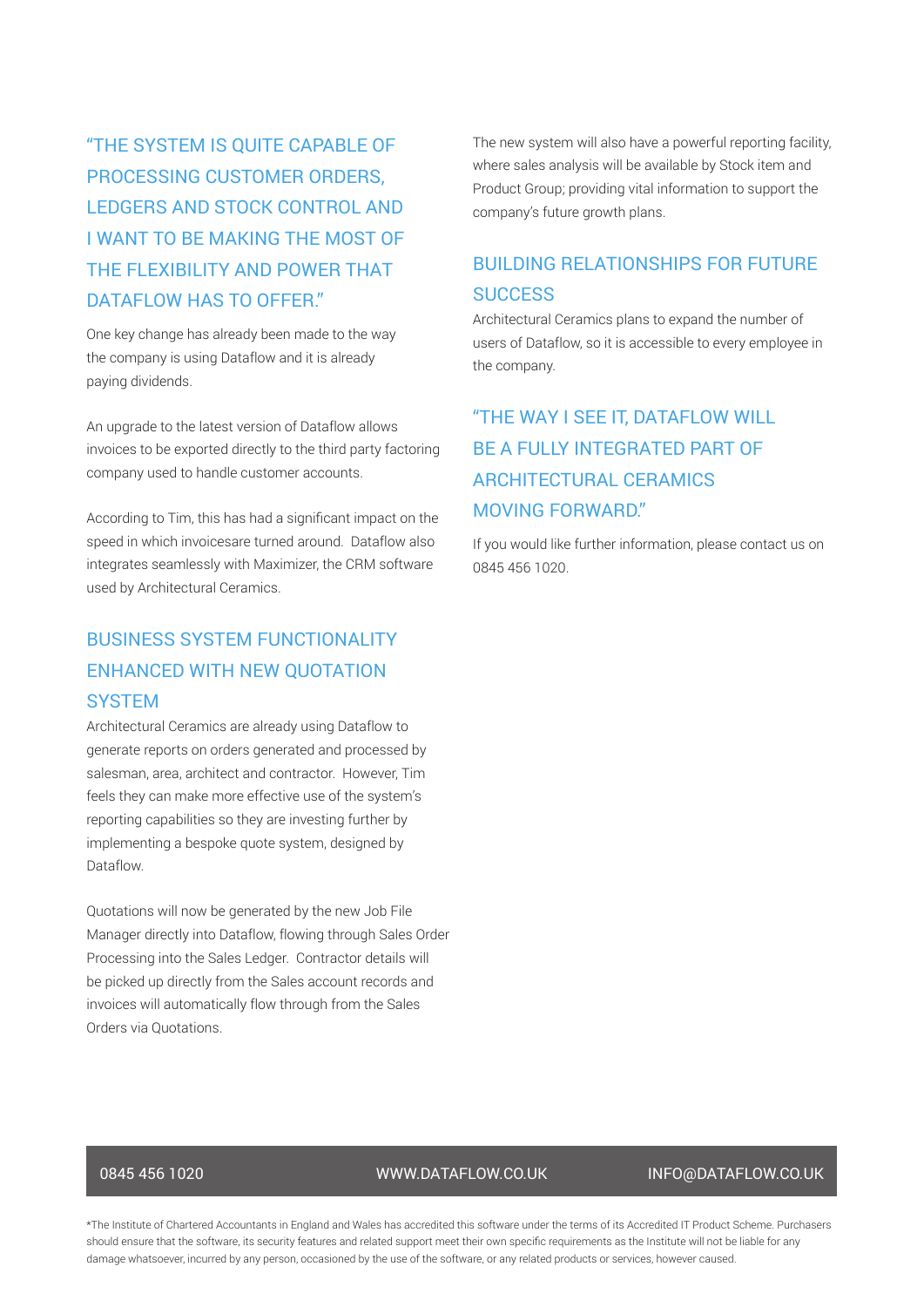## "THE SYSTEM IS QUITE CAPABLE OF PROCESSING CUSTOMER ORDERS, LEDGERS AND STOCK CONTROL AND I WANT TO BE MAKING THE MOST OF THE FLEXIBILITY AND POWER THAT DATAFLOW HAS TO OFFER."

One key change has already been made to the way the company is using Dataflow and it is already paying dividends.

An upgrade to the latest version of Dataflow allows invoices to be exported directly to the third party factoring company used to handle customer accounts.

According to Tim, this has had a significant impact on the speed in which invoicesare turned around. Dataflow also integrates seamlessly with Maximizer, the CRM software used by Architectural Ceramics.

## BUSINESS SYSTEM FUNCTIONALITY ENHANCED WITH NEW QUOTATION SYSTEM

Architectural Ceramics are already using Dataflow to generate reports on orders generated and processed by salesman, area, architect and contractor. However, Tim feels they can make more effective use of the system's reporting capabilities so they are investing further by implementing a bespoke quote system, designed by Dataflow.

Quotations will now be generated by the new Job File Manager directly into Dataflow, flowing through Sales Order Processing into the Sales Ledger. Contractor details will be picked up directly from the Sales account records and invoices will automatically flow through from the Sales Orders via Quotations.

The new system will also have a powerful reporting facility, where sales analysis will be available by Stock item and Product Group; providing vital information to support the company's future growth plans.

## BUILDING RELATIONSHIPS FOR FUTURE SUCCESS

Architectural Ceramics plans to expand the number of users of Dataflow, so it is accessible to every employee in the company.

## "THE WAY I SEE IT, DATAFLOW WILL BE A FULLY INTEGRATED PART OF ARCHITECTURAL CERAMICS MOVING FORWARD."

If you would like further information, please contact us on 0845 456 1020.

0845 456 1020 WWW.DATAFLOW.CO.UK INFO@DATAFLOW.CO.UK

*The Institute of Chartered Accountants in England and Wales has accredited this software under the terms of its Accredited IT Product Scheme. Purchasers should ensure that the software, its security features and related support meet their own specific requirements as the Institute will not be liable for any damage whatsoever, incurred by any person, occasioned by the use of the software, or any related products or services, however caused.